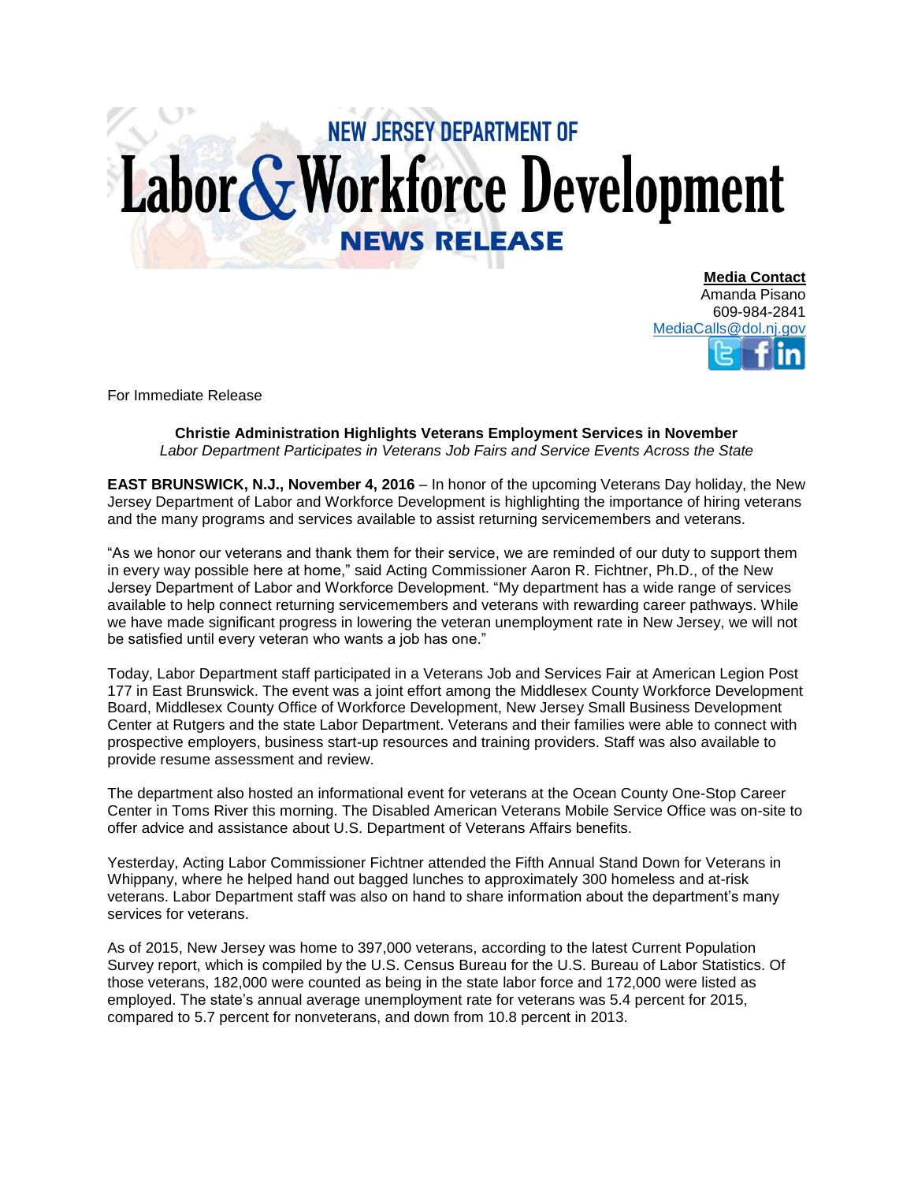# NEW JERSEY DEPARTMENT OF Labor & Workforce Development

## NEWS RELEASE

**Media Contact**
Amanda Pisano
609-984-2841
MediaCalls@dol.nj.gov

For Immediate Release

**Christie Administration Highlights Veterans Employment Services in November**
*Labor Department Participates in Veterans Job Fairs and Service Events Across the State*

**EAST BRUNSWICK, N.J., November 4, 2016** – In honor of the upcoming Veterans Day holiday, the New Jersey Department of Labor and Workforce Development is highlighting the importance of hiring veterans and the many programs and services available to assist returning servicemembers and veterans.

"As we honor our veterans and thank them for their service, we are reminded of our duty to support them in every way possible here at home," said Acting Commissioner Aaron R. Fichtner, Ph.D., of the New Jersey Department of Labor and Workforce Development. "My department has a wide range of services available to help connect returning servicemembers and veterans with rewarding career pathways. While we have made significant progress in lowering the veteran unemployment rate in New Jersey, we will not be satisfied until every veteran who wants a job has one."

Today, Labor Department staff participated in a Veterans Job and Services Fair at American Legion Post 177 in East Brunswick. The event was a joint effort among the Middlesex County Workforce Development Board, Middlesex County Office of Workforce Development, New Jersey Small Business Development Center at Rutgers and the state Labor Department. Veterans and their families were able to connect with prospective employers, business start-up resources and training providers. Staff was also available to provide resume assessment and review.

The department also hosted an informational event for veterans at the Ocean County One-Stop Career Center in Toms River this morning. The Disabled American Veterans Mobile Service Office was on-site to offer advice and assistance about U.S. Department of Veterans Affairs benefits.

Yesterday, Acting Labor Commissioner Fichtner attended the Fifth Annual Stand Down for Veterans in Whippany, where he helped hand out bagged lunches to approximately 300 homeless and at-risk veterans. Labor Department staff was also on hand to share information about the department's many services for veterans.

As of 2015, New Jersey was home to 397,000 veterans, according to the latest Current Population Survey report, which is compiled by the U.S. Census Bureau for the U.S. Bureau of Labor Statistics. Of those veterans, 182,000 were counted as being in the state labor force and 172,000 were listed as employed. The state's annual average unemployment rate for veterans was 5.4 percent for 2015, compared to 5.7 percent for nonveterans, and down from 10.8 percent in 2013.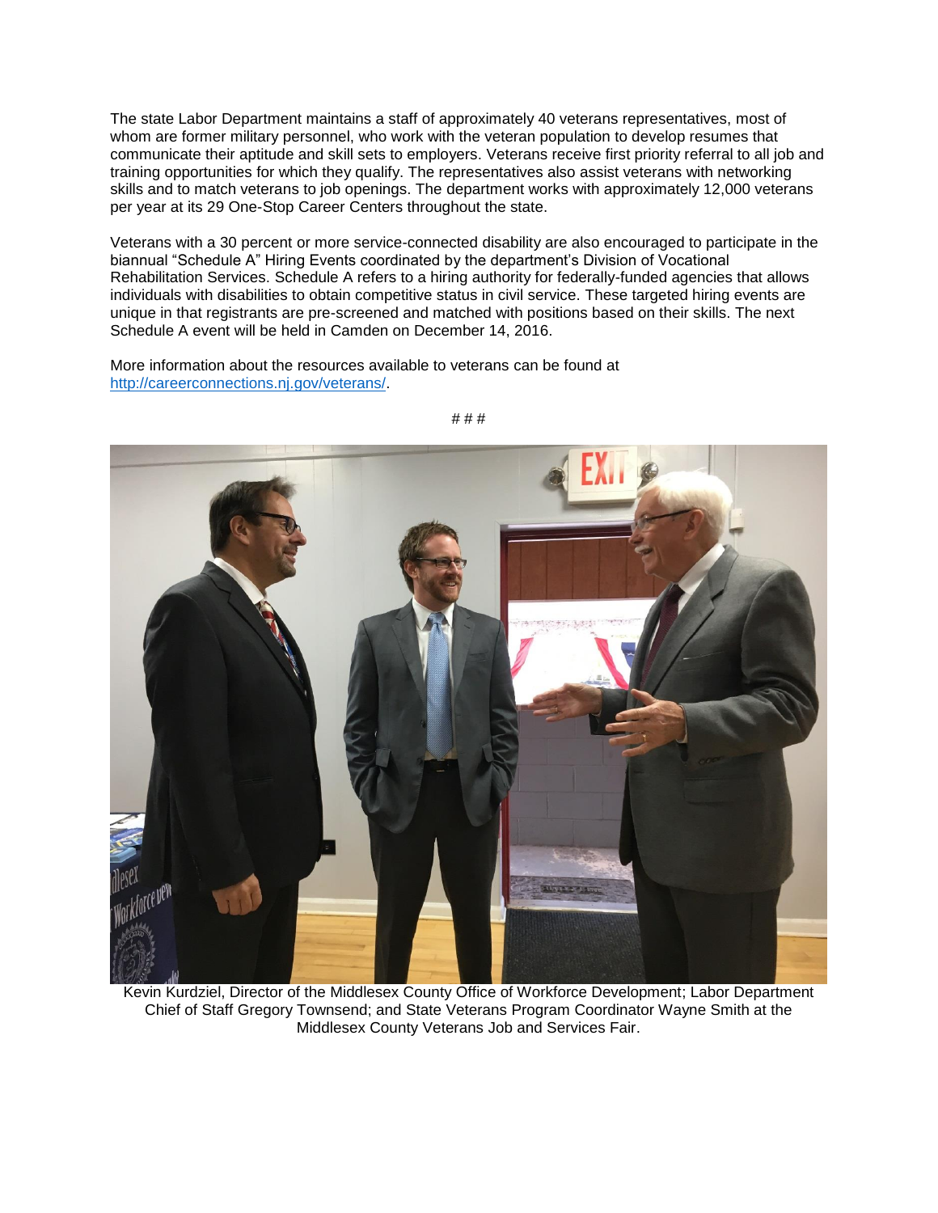The state Labor Department maintains a staff of approximately 40 veterans representatives, most of whom are former military personnel, who work with the veteran population to develop resumes that communicate their aptitude and skill sets to employers. Veterans receive first priority referral to all job and training opportunities for which they qualify. The representatives also assist veterans with networking skills and to match veterans to job openings. The department works with approximately 12,000 veterans per year at its 29 One-Stop Career Centers throughout the state.

Veterans with a 30 percent or more service-connected disability are also encouraged to participate in the biannual "Schedule A" Hiring Events coordinated by the department's Division of Vocational Rehabilitation Services. Schedule A refers to a hiring authority for federally-funded agencies that allows individuals with disabilities to obtain competitive status in civil service. These targeted hiring events are unique in that registrants are pre-screened and matched with positions based on their skills. The next Schedule A event will be held in Camden on December 14, 2016.

More information about the resources available to veterans can be found at http://careerconnections.nj.gov/veterans/.

# # #

Kevin Kurdziel, Director of the Middlesex County Office of Workforce Development; Labor Department Chief of Staff Gregory Townsend; and State Veterans Program Coordinator Wayne Smith at the Middlesex County Veterans Job and Services Fair.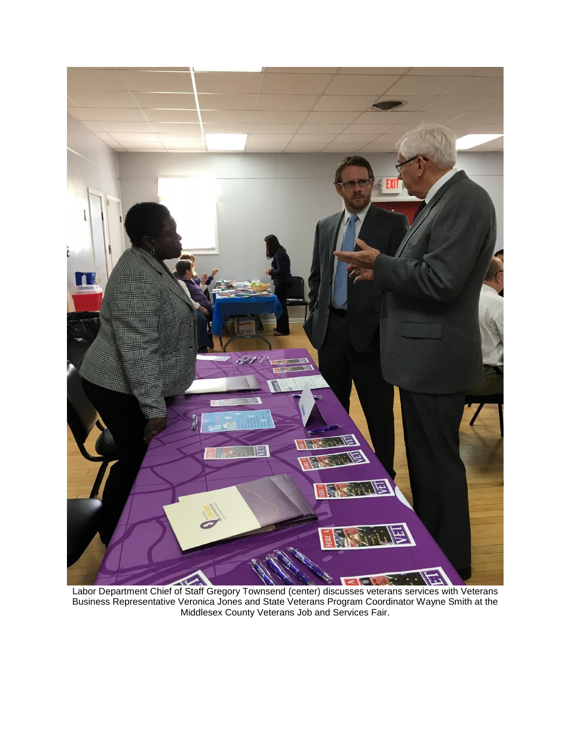Labor Department Chief of Staff Gregory Townsend (center) discusses veterans services with Veterans Business Representative Veronica Jones and State Veterans Program Coordinator Wayne Smith at the Middlesex County Veterans Job and Services Fair.